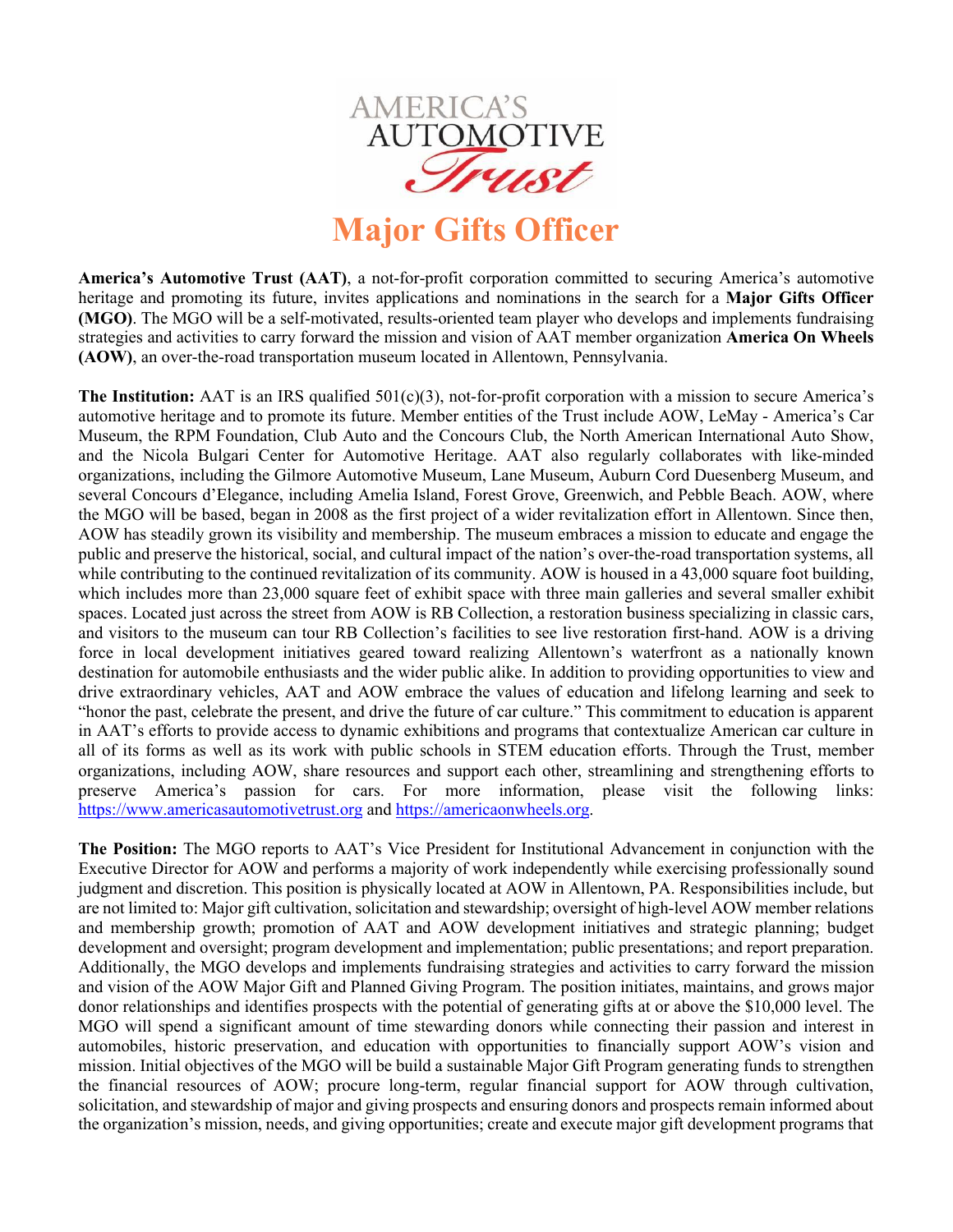AMERICA'S AUTOMOTIVE *Trust*

# Major Gifts Officer

**America's Automotive Trust (AAT)**, a not-for-profit corporation committed to securing America's automotive heritage and promoting its future, invites applications and nominations in the search for a **Major Gifts Officer (MGO)**. The MGO will be a self-motivated, results-oriented team player who develops and implements fundraising strategies and activities to carry forward the mission and vision of AAT member organization **America On Wheels (AOW)**, an over-the-road transportation museum located in Allentown, Pennsylvania.

**The Institution:** AAT is an IRS qualified 501(c)(3), not-for-profit corporation with a mission to secure America's automotive heritage and to promote its future. Member entities of the Trust include AOW, LeMay - America's Car Museum, the RPM Foundation, Club Auto and the Concours Club, the North American International Auto Show, and the Nicola Bulgari Center for Automotive Heritage. AAT also regularly collaborates with like-minded organizations, including the Gilmore Automotive Museum, Lane Museum, Auburn Cord Duesenberg Museum, and several Concours d'Elegance, including Amelia Island, Forest Grove, Greenwich, and Pebble Beach. AOW, where the MGO will be based, began in 2008 as the first project of a wider revitalization effort in Allentown. Since then, AOW has steadily grown its visibility and membership. The museum embraces a mission to educate and engage the public and preserve the historical, social, and cultural impact of the nation's over-the-road transportation systems, all while contributing to the continued revitalization of its community. AOW is housed in a 43,000 square foot building, which includes more than 23,000 square feet of exhibit space with three main galleries and several smaller exhibit spaces. Located just across the street from AOW is RB Collection, a restoration business specializing in classic cars, and visitors to the museum can tour RB Collection's facilities to see live restoration first-hand. AOW is a driving force in local development initiatives geared toward realizing Allentown's waterfront as a nationally known destination for automobile enthusiasts and the wider public alike. In addition to providing opportunities to view and drive extraordinary vehicles, AAT and AOW embrace the values of education and lifelong learning and seek to "honor the past, celebrate the present, and drive the future of car culture." This commitment to education is apparent in AAT's efforts to provide access to dynamic exhibitions and programs that contextualize American car culture in all of its forms as well as its work with public schools in STEM education efforts. Through the Trust, member organizations, including AOW, share resources and support each other, streamlining and strengthening efforts to preserve America's passion for cars. For more information, please visit the following links: https://www.americasautomotivetrust.org and https://americaonwheels.org.

**The Position:** The MGO reports to AAT's Vice President for Institutional Advancement in conjunction with the Executive Director for AOW and performs a majority of work independently while exercising professionally sound judgment and discretion. This position is physically located at AOW in Allentown, PA. Responsibilities include, but are not limited to: Major gift cultivation, solicitation and stewardship; oversight of high-level AOW member relations and membership growth; promotion of AAT and AOW development initiatives and strategic planning; budget development and oversight; program development and implementation; public presentations; and report preparation. Additionally, the MGO develops and implements fundraising strategies and activities to carry forward the mission and vision of the AOW Major Gift and Planned Giving Program. The position initiates, maintains, and grows major donor relationships and identifies prospects with the potential of generating gifts at or above the $10,000 level. The MGO will spend a significant amount of time stewarding donors while connecting their passion and interest in automobiles, historic preservation, and education with opportunities to financially support AOW's vision and mission. Initial objectives of the MGO will be build a sustainable Major Gift Program generating funds to strengthen the financial resources of AOW; procure long-term, regular financial support for AOW through cultivation, solicitation, and stewardship of major and giving prospects and ensuring donors and prospects remain informed about the organization's mission, needs, and giving opportunities; create and execute major gift development programs that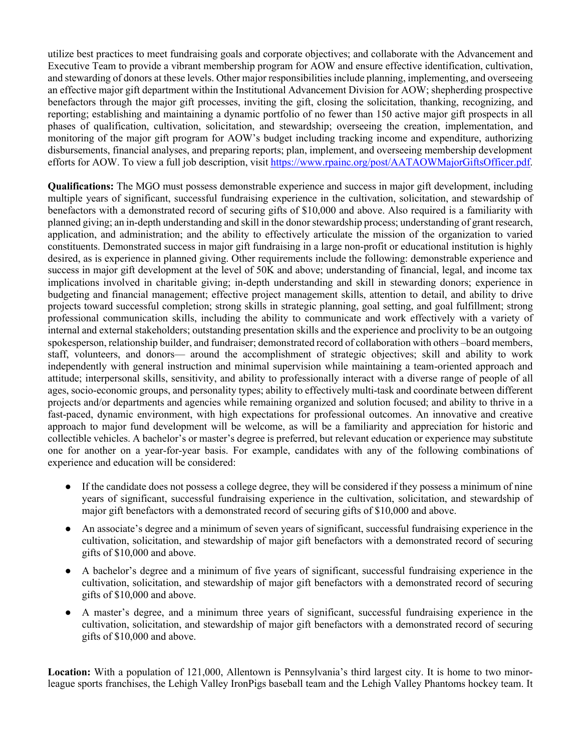utilize best practices to meet fundraising goals and corporate objectives; and collaborate with the Advancement and Executive Team to provide a vibrant membership program for AOW and ensure effective identification, cultivation, and stewarding of donors at these levels. Other major responsibilities include planning, implementing, and overseeing an effective major gift department within the Institutional Advancement Division for AOW; shepherding prospective benefactors through the major gift processes, inviting the gift, closing the solicitation, thanking, recognizing, and reporting; establishing and maintaining a dynamic portfolio of no fewer than 150 active major gift prospects in all phases of qualification, cultivation, solicitation, and stewardship; overseeing the creation, implementation, and monitoring of the major gift program for AOW's budget including tracking income and expenditure, authorizing disbursements, financial analyses, and preparing reports; plan, implement, and overseeing membership development efforts for AOW. To view a full job description, visit [https://www.rpainc.org/post/AATAOWMajorGiftsOfficer.pdf](https://www.rpainc.org/post/AATAOWMajorGiftsOfficer.pdf).

**Qualifications:** The MGO must possess demonstrable experience and success in major gift development, including multiple years of significant, successful fundraising experience in the cultivation, solicitation, and stewardship of benefactors with a demonstrated record of securing gifts of $10,000 and above. Also required is a familiarity with planned giving; an in-depth understanding and skill in the donor stewardship process; understanding of grant research, application, and administration; and the ability to effectively articulate the mission of the organization to varied constituents. Demonstrated success in major gift fundraising in a large non-profit or educational institution is highly desired, as is experience in planned giving. Other requirements include the following: demonstrable experience and success in major gift development at the level of 50K and above; understanding of financial, legal, and income tax implications involved in charitable giving; in-depth understanding and skill in stewarding donors; experience in budgeting and financial management; effective project management skills, attention to detail, and ability to drive projects toward successful completion; strong skills in strategic planning, goal setting, and goal fulfillment; strong professional communication skills, including the ability to communicate and work effectively with a variety of internal and external stakeholders; outstanding presentation skills and the experience and proclivity to be an outgoing spokesperson, relationship builder, and fundraiser; demonstrated record of collaboration with others –board members, staff, volunteers, and donors— around the accomplishment of strategic objectives; skill and ability to work independently with general instruction and minimal supervision while maintaining a team-oriented approach and attitude; interpersonal skills, sensitivity, and ability to professionally interact with a diverse range of people of all ages, socio-economic groups, and personality types; ability to effectively multi-task and coordinate between different projects and/or departments and agencies while remaining organized and solution focused; and ability to thrive in a fast-paced, dynamic environment, with high expectations for professional outcomes. An innovative and creative approach to major fund development will be welcome, as will be a familiarity and appreciation for historic and collectible vehicles. A bachelor's or master's degree is preferred, but relevant education or experience may substitute one for another on a year-for-year basis. For example, candidates with any of the following combinations of experience and education will be considered:

- If the candidate does not possess a college degree, they will be considered if they possess a minimum of nine years of significant, successful fundraising experience in the cultivation, solicitation, and stewardship of major gift benefactors with a demonstrated record of securing gifts of $10,000 and above.
- An associate's degree and a minimum of seven years of significant, successful fundraising experience in the cultivation, solicitation, and stewardship of major gift benefactors with a demonstrated record of securing gifts of $10,000 and above.
- A bachelor's degree and a minimum of five years of significant, successful fundraising experience in the cultivation, solicitation, and stewardship of major gift benefactors with a demonstrated record of securing gifts of $10,000 and above.
- A master's degree, and a minimum three years of significant, successful fundraising experience in the cultivation, solicitation, and stewardship of major gift benefactors with a demonstrated record of securing gifts of $10,000 and above.

**Location:** With a population of 121,000, Allentown is Pennsylvania's third largest city. It is home to two minor-league sports franchises, the Lehigh Valley IronPigs baseball team and the Lehigh Valley Phantoms hockey team. It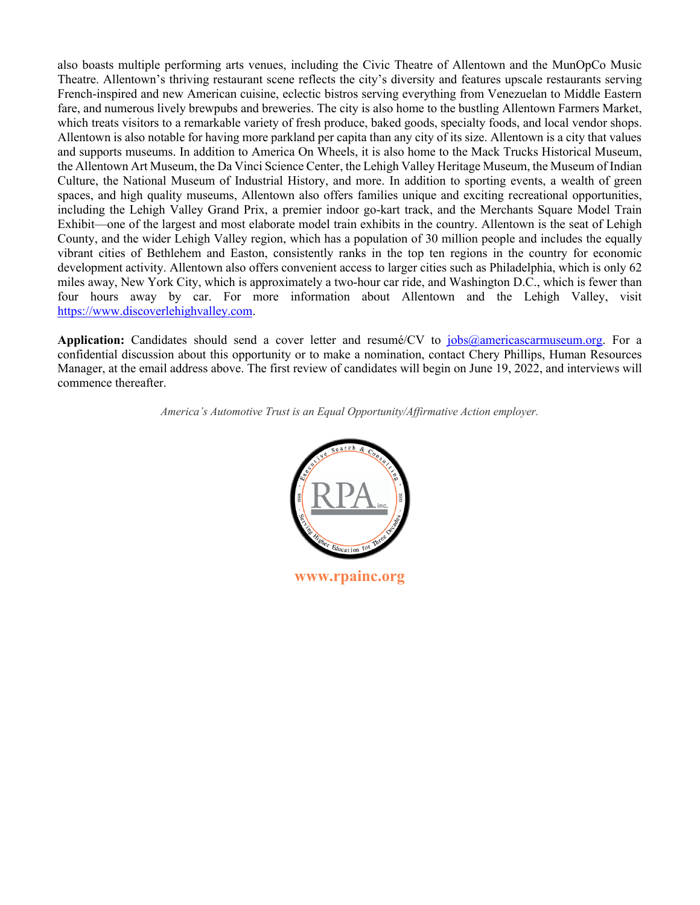also boasts multiple performing arts venues, including the Civic Theatre of Allentown and the MunOpCo Music Theatre. Allentown's thriving restaurant scene reflects the city's diversity and features upscale restaurants serving French-inspired and new American cuisine, eclectic bistros serving everything from Venezuelan to Middle Eastern fare, and numerous lively brewpubs and breweries. The city is also home to the bustling Allentown Farmers Market, which treats visitors to a remarkable variety of fresh produce, baked goods, specialty foods, and local vendor shops. Allentown is also notable for having more parkland per capita than any city of its size. Allentown is a city that values and supports museums. In addition to America On Wheels, it is also home to the Mack Trucks Historical Museum, the Allentown Art Museum, the Da Vinci Science Center, the Lehigh Valley Heritage Museum, the Museum of Indian Culture, the National Museum of Industrial History, and more. In addition to sporting events, a wealth of green spaces, and high quality museums, Allentown also offers families unique and exciting recreational opportunities, including the Lehigh Valley Grand Prix, a premier indoor go-kart track, and the Merchants Square Model Train Exhibit—one of the largest and most elaborate model train exhibits in the country. Allentown is the seat of Lehigh County, and the wider Lehigh Valley region, which has a population of 30 million people and includes the equally vibrant cities of Bethlehem and Easton, consistently ranks in the top ten regions in the country for economic development activity. Allentown also offers convenient access to larger cities such as Philadelphia, which is only 62 miles away, New York City, which is approximately a two-hour car ride, and Washington D.C., which is fewer than four hours away by car. For more information about Allentown and the Lehigh Valley, visit https://www.discoverlehighvalley.com.

**Application:** Candidates should send a cover letter and resumé/CV to jobs@americascarmuseum.org. For a confidential discussion about this opportunity or to make a nomination, contact Chery Phillips, Human Resources Manager, at the email address above. The first review of candidates will begin on June 19, 2022, and interviews will commence thereafter.

*America's Automotive Trust is an Equal Opportunity/Affirmative Action employer.*

Executive Search & Consulting

RPA inc.

1988 · 2021

Serving Higher Education for Three Decades

**www.rpainc.org**